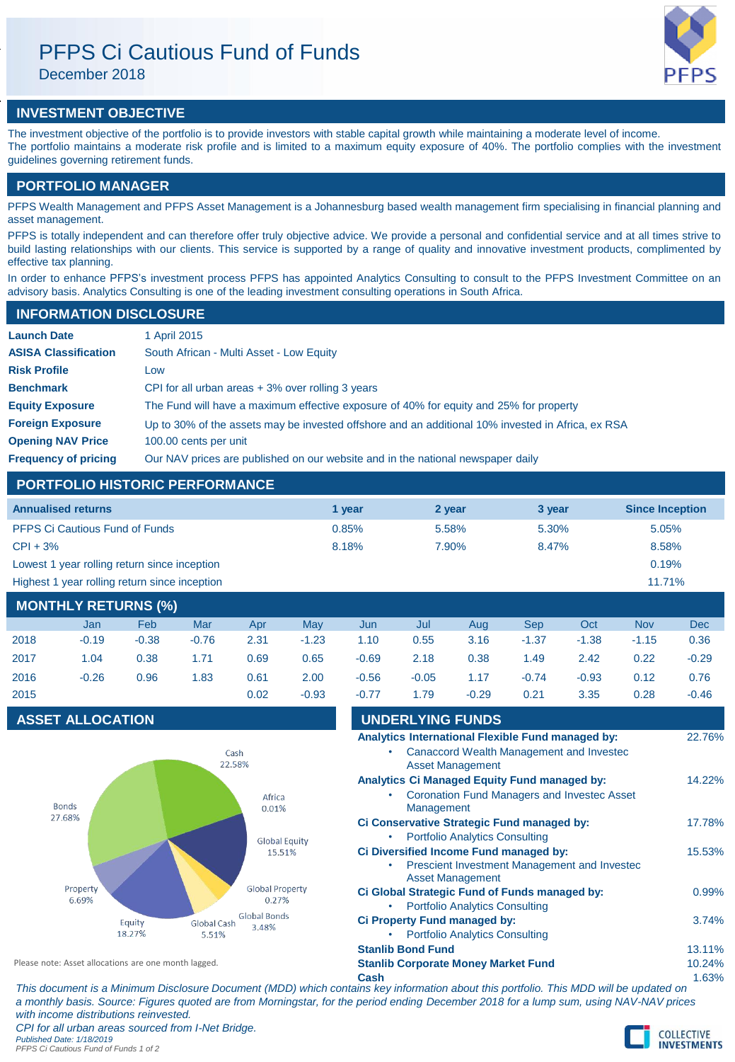# PFPS Ci Cautious Fund of Funds

December 2018

## INVESTMENT OBJECTIVE

The investment objective of the portfolio is to provide investors with stable capital growth while maintaining a moderate level of income.
The portfolio maintains a moderate risk profile and is limited to a maximum equity exposure of 40%. The portfolio complies with the investment guidelines governing retirement funds.

## PORTFOLIO MANAGER

PFPS Wealth Management and PFPS Asset Management is a Johannesburg based wealth management firm specialising in financial planning and asset management.

PFPS is totally independent and can therefore offer truly objective advice. We provide a personal and confidential service and at all times strive to build lasting relationships with our clients. This service is supported by a range of quality and innovative investment products, complimented by effective tax planning.

In order to enhance PFPS's investment process PFPS has appointed Analytics Consulting to consult to the PFPS Investment Committee on an advisory basis. Analytics Consulting is one of the leading investment consulting operations in South Africa.

## INFORMATION DISCLOSURE

| | |
|---|---|
| **Launch Date** | 1 April 2015 |
| **ASISA Classification** | South African - Multi Asset - Low Equity |
| **Risk Profile** | Low |
| **Benchmark** | CPI for all urban areas + 3% over rolling 3 years |
| **Equity Exposure** | The Fund will have a maximum effective exposure of 40% for equity and 25% for property |
| **Foreign Exposure** | Up to 30% of the assets may be invested offshore and an additional 10% invested in Africa, ex RSA |
| **Opening NAV Price** | 100.00 cents per unit |
| **Frequency of pricing** | Our NAV prices are published on our website and in the national newspaper daily |

## PORTFOLIO HISTORIC PERFORMANCE

| Annualised returns | 1 year | 2 year | 3 year | Since Inception |
|---|---|---|---|---|
| PFPS Ci Cautious Fund of Funds | 0.85% | 5.58% | 5.30% | 5.05% |
| CPI + 3% | 8.18% | 7.90% | 8.47% | 8.58% |
| Lowest 1 year rolling return since inception | | | | 0.19% |
| Highest 1 year rolling return since inception | | | | 11.71% |

## MONTHLY RETURNS (%)

| | Jan | Feb | Mar | Apr | May | Jun | Jul | Aug | Sep | Oct | Nov | Dec |
|---|---|---|---|---|---|---|---|---|---|---|---|---|
| 2018 | -0.19 | -0.38 | -0.76 | 2.31 | -1.23 | 1.10 | 0.55 | 3.16 | -1.37 | -1.38 | -1.15 | 0.36 |
| 2017 | 1.04 | 0.38 | 1.71 | 0.69 | 0.65 | -0.69 | 2.18 | 0.38 | 1.49 | 2.42 | 0.22 | -0.29 |
| 2016 | -0.26 | 0.96 | 1.83 | 0.61 | 2.00 | -0.56 | -0.05 | 1.17 | -0.74 | -0.93 | 0.12 | 0.76 |
| 2015 | | | | 0.02 | -0.93 | -0.77 | 1.79 | -0.29 | 0.21 | 3.35 | 0.28 | -0.46 |

## ASSET ALLOCATION

| Asset | Allocation |
|---|---|
| Cash | 22.58% |
| Africa | 0.01% |
| Global Equity | 15.51% |
| Global Property | 0.27% |
| Global Bonds | 3.48% |
| Global Cash | 5.51% |
| Equity | 18.27% |
| Property | 6.69% |
| Bonds | 27.68% |

Please note: Asset allocations are one month lagged.

## UNDERLYING FUNDS

| Fund | Weight |
|---|---|
| **Analytics International Flexible Fund managed by:** • Canaccord Wealth Management and Investec Asset Management | 22.76% |
| **Analytics Ci Managed Equity Fund managed by:** • Coronation Fund Managers and Investec Asset Management | 14.22% |
| **Ci Conservative Strategic Fund managed by:** • Portfolio Analytics Consulting | 17.78% |
| **Ci Diversified Income Fund managed by:** • Prescient Investment Management and Investec Asset Management | 15.53% |
| **Ci Global Strategic Fund of Funds managed by:** • Portfolio Analytics Consulting | 0.99% |
| **Ci Property Fund managed by:** • Portfolio Analytics Consulting | 3.74% |
| **Stanlib Bond Fund** | 13.11% |
| **Stanlib Corporate Money Market Fund** | 10.24% |
| **Cash** | 1.63% |

*This document is a Minimum Disclosure Document (MDD) which contains key information about this portfolio. This MDD will be updated on a monthly basis. Source: Figures quoted are from Morningstar, for the period ending December 2018 for a lump sum, using NAV-NAV prices with income distributions reinvested.*

*CPI for all urban areas sourced from I-Net Bridge.*

*Published Date: 1/18/2019*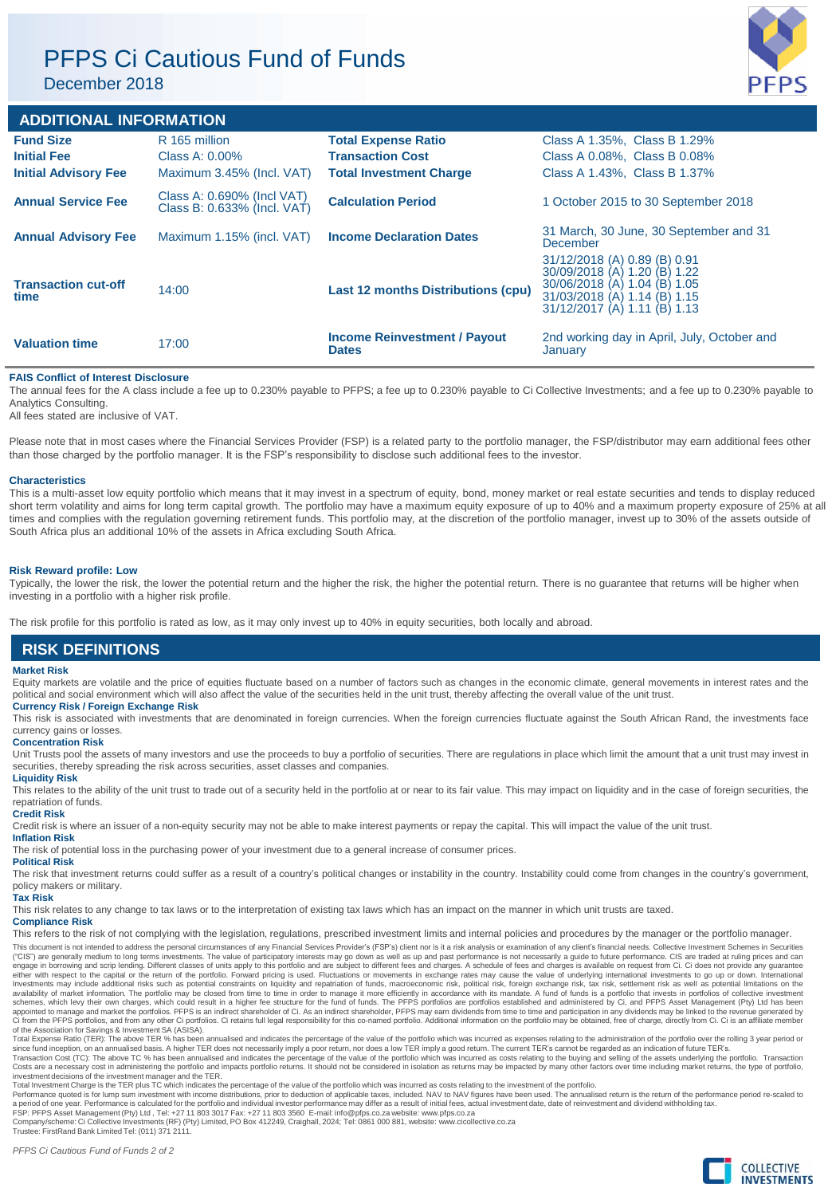# PFPS Ci Cautious Fund of Funds

December 2018

## ADDITIONAL INFORMATION

| | | | |
|---|---|---|---|
| **Fund Size** | R 165 million | **Total Expense Ratio** | Class A 1.35%, Class B 1.29% |
| **Initial Fee** | Class A: 0.00% | **Transaction Cost** | Class A 0.08%, Class B 0.08% |
| **Initial Advisory Fee** | Maximum 3.45% (Incl. VAT) | **Total Investment Charge** | Class A 1.43%, Class B 1.37% |
| **Annual Service Fee** | Class A: 0.690% (Incl VAT) Class B: 0.633% (Incl. VAT) | **Calculation Period** | 1 October 2015 to 30 September 2018 |
| **Annual Advisory Fee** | Maximum 1.15% (incl. VAT) | **Income Declaration Dates** | 31 March, 30 June, 30 September and 31 December |
| **Transaction cut-off time** | 14:00 | **Last 12 months Distributions (cpu)** | 31/12/2018 (A) 0.89 (B) 0.91 30/09/2018 (A) 1.20 (B) 1.22 30/06/2018 (A) 1.04 (B) 1.05 31/03/2018 (A) 1.14 (B) 1.15 31/12/2017 (A) 1.11 (B) 1.13 |
| **Valuation time** | 17:00 | **Income Reinvestment / Payout Dates** | 2nd working day in April, July, October and January |

**FAIS Conflict of Interest Disclosure**

The annual fees for the A class include a fee up to 0.230% payable to PFPS; a fee up to 0.230% payable to Ci Collective Investments; and a fee up to 0.230% payable to Analytics Consulting.

All fees stated are inclusive of VAT.

Please note that in most cases where the Financial Services Provider (FSP) is a related party to the portfolio manager, the FSP/distributor may earn additional fees other than those charged by the portfolio manager. It is the FSP's responsibility to disclose such additional fees to the investor.

**Characteristics**

This is a multi-asset low equity portfolio which means that it may invest in a spectrum of equity, bond, money market or real estate securities and tends to display reduced short term volatility and aims for long term capital growth. The portfolio may have a maximum equity exposure of up to 40% and a maximum property exposure of 25% at all times and complies with the regulation governing retirement funds. This portfolio may, at the discretion of the portfolio manager, invest up to 30% of the assets outside of South Africa plus an additional 10% of the assets in Africa excluding South Africa.

**Risk Reward profile: Low**

Typically, the lower the risk, the lower the potential return and the higher the risk, the higher the potential return. There is no guarantee that returns will be higher when investing in a portfolio with a higher risk profile.

The risk profile for this portfolio is rated as low, as it may only invest up to 40% in equity securities, both locally and abroad.

## RISK DEFINITIONS

**Market Risk**

Equity markets are volatile and the price of equities fluctuate based on a number of factors such as changes in the economic climate, general movements in interest rates and the political and social environment which will also affect the value of the securities held in the unit trust, thereby affecting the overall value of the unit trust.

**Currency Risk / Foreign Exchange Risk**

This risk is associated with investments that are denominated in foreign currencies. When the foreign currencies fluctuate against the South African Rand, the investments face currency gains or losses.

**Concentration Risk**

Unit Trusts pool the assets of many investors and use the proceeds to buy a portfolio of securities. There are regulations in place which limit the amount that a unit trust may invest in securities, thereby spreading the risk across securities, asset classes and companies.

**Liquidity Risk**

This relates to the ability of the unit trust to trade out of a security held in the portfolio at or near to its fair value. This may impact on liquidity and in the case of foreign securities, the repatriation of funds.

**Credit Risk**

Credit risk is where an issuer of a non-equity security may not be able to make interest payments or repay the capital. This will impact the value of the unit trust.

**Inflation Risk**

The risk of potential loss in the purchasing power of your investment due to a general increase of consumer prices.

**Political Risk**

The risk that investment returns could suffer as a result of a country's political changes or instability in the country. Instability could come from changes in the country's government, policy makers or military.

**Tax Risk**

This risk relates to any change to tax laws or to the interpretation of existing tax laws which has an impact on the manner in which unit trusts are taxed.

**Compliance Risk**

This refers to the risk of not complying with the legislation, regulations, prescribed investment limits and internal policies and procedures by the manager or the portfolio manager.

This document is not intended to address the personal circumstances of any Financial Services Provider's (FSP's) client nor is it a risk analysis or examination of any client's financial needs. Collective Investment Schemes in Securities ("CIS") are generally medium to long terms investments. The value of participatory interests may go down as well as up and past performance is not necessarily a guide to future performance. CIS are traded at ruling prices and can engage in borrowing and scrip lending. Different classes of units apply to this portfolio and are subject to different fees and charges. A schedule of fees and charges is available on request from Ci. Ci does not provide any guarantee either with respect to the capital or the return of the portfolio. Forward pricing is used. Fluctuations or movements in exchange rates may cause the value of underlying international investments to go up or down. International Investments may include additional risks such as potential constraints on liquidity and repatriation of funds, macroeconomic risk, political risk, foreign exchange risk, tax risk, settlement risk as well as potential limitations on the availability of market information. The portfolio may be closed from time to time in order to manage it more efficiently in accordance with its mandate. A fund of funds is a portfolio that invests in portfolios of collective investment schemes, which levy their own charges, which could result in a higher fee structure for the fund of funds. The PFPS portfolios are portfolios established and administered by Ci, and PFPS Asset Management (Pty) Ltd has been appointed to manage and market the portfolios. PFPS is an indirect shareholder of Ci. As an indirect shareholder, PFPS may earn dividends from time to time and participation in any dividends may be linked to the revenue generated by Ci from the PFPS portfolios, and from any other Ci portfolios. Ci retains full legal responsibility for this co-named portfolio. Additional information on the portfolio may be obtained, free of charge, directly from Ci. Ci is an affiliate member of the Association for Savings & Investment SA (ASISA).

Total Expense Ratio (TER): The above TER % has been annualised and indicates the percentage of the value of the portfolio which was incurred as expenses relating to the administration of the portfolio over the rolling 3 year period or since fund inception, on an annualised basis. A higher TER does not necessarily imply a poor return, nor does a low TER imply a good return. The current TER's cannot be regarded as an indication of future TER's.

Transaction Cost (TC): The above TC % has been annualised and indicates the percentage of the value of the portfolio which was incurred as costs relating to the buying and selling of the assets underlying the portfolio. Transaction Costs are a necessary cost in administering the portfolio and impacts portfolio returns. It should not be considered in isolation as returns may be impacted by many other factors over time including market returns, the type of portfolio, investment decisions of the investment manager and the TER.

Total Investment Charge is the TER plus TC which indicates the percentage of the value of the portfolio which was incurred as costs relating to the investment of the portfolio.

Performance quoted is for lump sum investment with income distributions, prior to deduction of applicable taxes, included. NAV to NAV figures have been used. The annualised return is the return of the performance period re-scaled to a period of one year. Performance is calculated for the portfolio and individual investor performance may differ as a result of initial fees, actual investment date, date of reinvestment and dividend withholding tax.

FSP: PFPS Asset Management (Pty) Ltd , Tel: +27 11 803 3017 Fax: +27 11 803 3560 E-mail: info@pfps.co.za website: www.pfps.co.za

Company/scheme: Ci Collective Investments (RF) (Pty) Limited, PO Box 412249, Craighall, 2024; Tel: 0861 000 881, website: www.cicollective.co.za

Trustee: FirstRand Bank Limited Tel: (011) 371 2111.